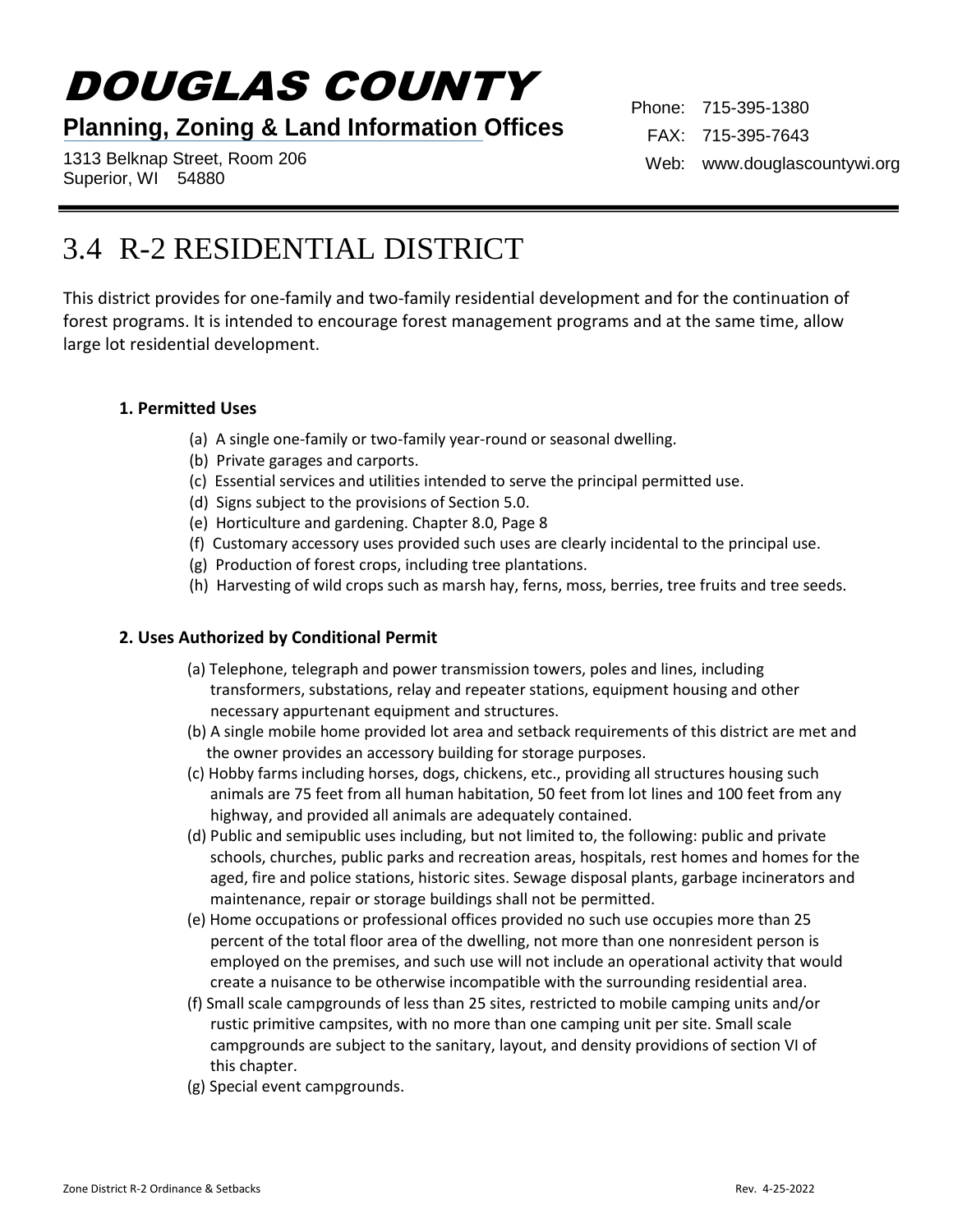# DOUGLAS COUNTY

**Planning, Zoning & Land Information Offices**

1313 Belknap Street, Room 206
Superior, WI 54880

Phone: 715-395-1380
FAX: 715-395-7643
Web: www.douglascountywi.org

# 3.4 R-2 RESIDENTIAL DISTRICT

This district provides for one-family and two-family residential development and for the continuation of forest programs. It is intended to encourage forest management programs and at the same time, allow large lot residential development.

### 1. Permitted Uses

(a) A single one-family or two-family year-round or seasonal dwelling.
(b) Private garages and carports.
(c) Essential services and utilities intended to serve the principal permitted use.
(d) Signs subject to the provisions of Section 5.0.
(e) Horticulture and gardening. Chapter 8.0, Page 8
(f) Customary accessory uses provided such uses are clearly incidental to the principal use.
(g) Production of forest crops, including tree plantations.
(h) Harvesting of wild crops such as marsh hay, ferns, moss, berries, tree fruits and tree seeds.

### 2. Uses Authorized by Conditional Permit

(a) Telephone, telegraph and power transmission towers, poles and lines, including transformers, substations, relay and repeater stations, equipment housing and other necessary appurtenant equipment and structures.
(b) A single mobile home provided lot area and setback requirements of this district are met and the owner provides an accessory building for storage purposes.
(c) Hobby farms including horses, dogs, chickens, etc., providing all structures housing such animals are 75 feet from all human habitation, 50 feet from lot lines and 100 feet from any highway, and provided all animals are adequately contained.
(d) Public and semipublic uses including, but not limited to, the following: public and private schools, churches, public parks and recreation areas, hospitals, rest homes and homes for the aged, fire and police stations, historic sites. Sewage disposal plants, garbage incinerators and maintenance, repair or storage buildings shall not be permitted.
(e) Home occupations or professional offices provided no such use occupies more than 25 percent of the total floor area of the dwelling, not more than one nonresident person is employed on the premises, and such use will not include an operational activity that would create a nuisance to be otherwise incompatible with the surrounding residential area.
(f) Small scale campgrounds of less than 25 sites, restricted to mobile camping units and/or rustic primitive campsites, with no more than one camping unit per site. Small scale campgrounds are subject to the sanitary, layout, and density providions of section VI of this chapter.
(g) Special event campgrounds.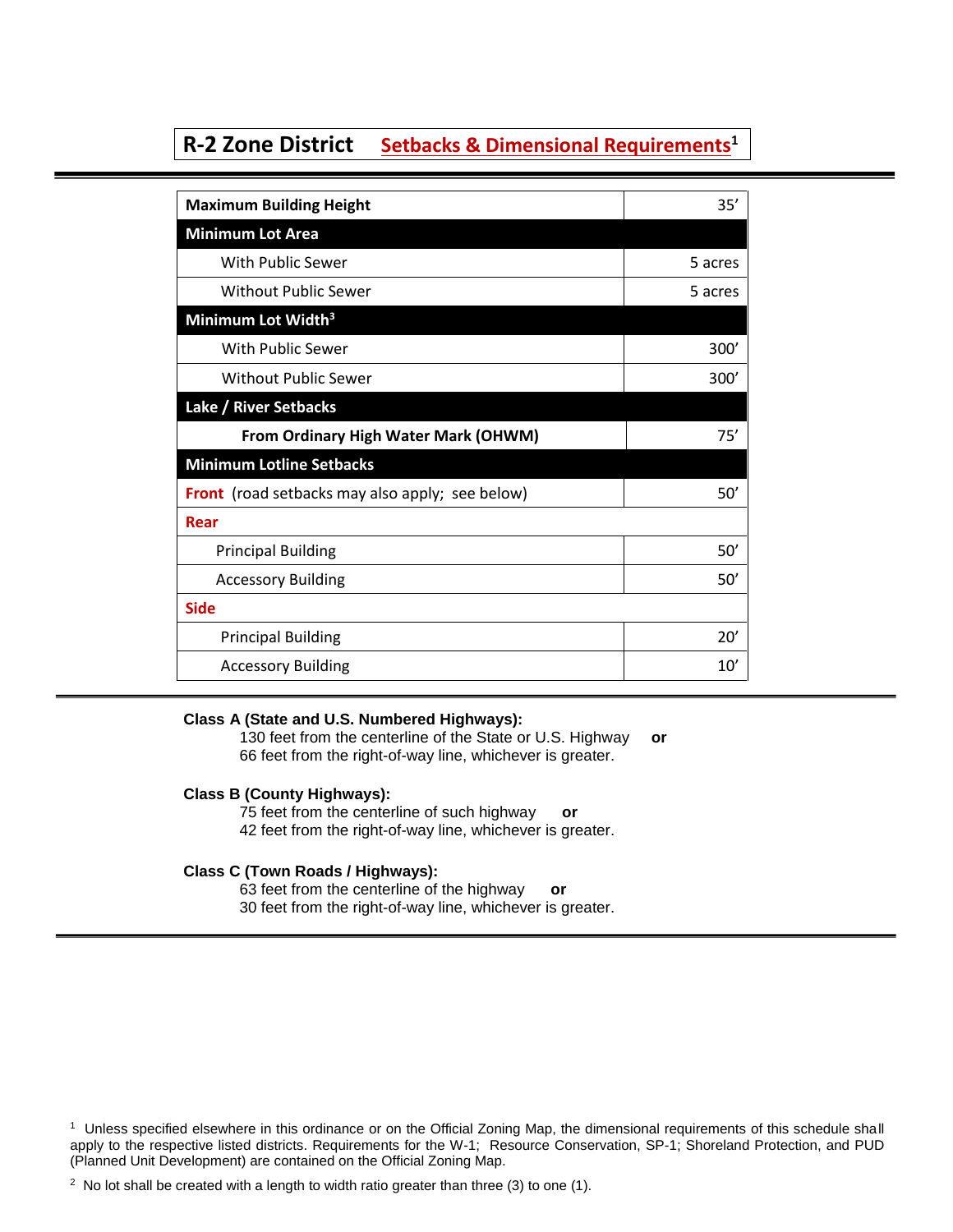## R-2 Zone District Setbacks & Dimensional Requirements[1]

| | |
|---|---|
| **Maximum Building Height** | 35' |
| **Minimum Lot Area** | |
| With Public Sewer | 5 acres |
| Without Public Sewer | 5 acres |
| **Minimum Lot Width[3]** | |
| With Public Sewer | 300' |
| Without Public Sewer | 300' |
| **Lake / River Setbacks** | |
| **From Ordinary High Water Mark (OHWM)** | 75' |
| **Minimum Lotline Setbacks** | |
| **Front** (road setbacks may also apply; see below) | 50' |
| **Rear** | |
| Principal Building | 50' |
| Accessory Building | 50' |
| **Side** | |
| Principal Building | 20' |
| Accessory Building | 10' |

**Class A (State and U.S. Numbered Highways):**
130 feet from the centerline of the State or U.S. Highway **or**
66 feet from the right-of-way line, whichever is greater.

**Class B (County Highways):**
75 feet from the centerline of such highway **or**
42 feet from the right-of-way line, whichever is greater.

**Class C (Town Roads / Highways):**
63 feet from the centerline of the highway **or**
30 feet from the right-of-way line, whichever is greater.

[1] Unless specified elsewhere in this ordinance or on the Official Zoning Map, the dimensional requirements of this schedule shall apply to the respective listed districts. Requirements for the W-1; Resource Conservation, SP-1; Shoreland Protection, and PUD (Planned Unit Development) are contained on the Official Zoning Map.

[2] No lot shall be created with a length to width ratio greater than three (3) to one (1).